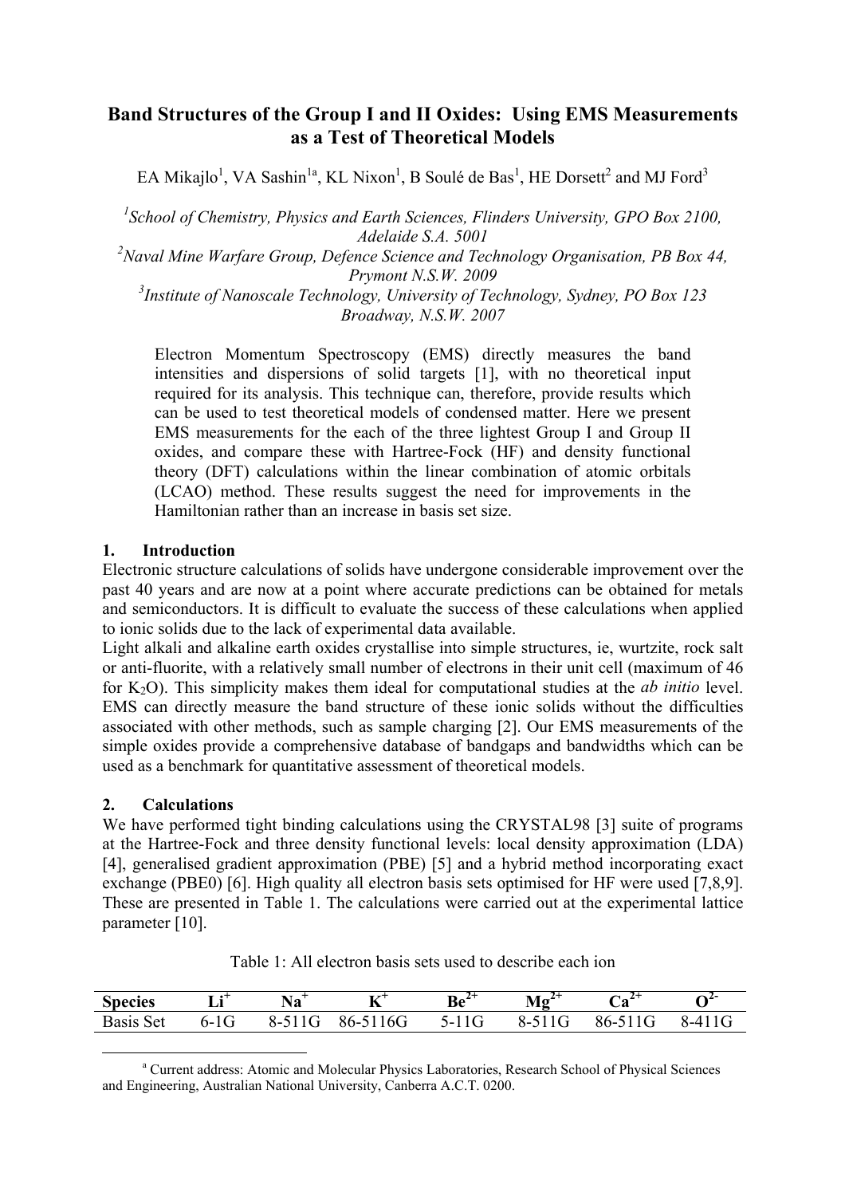# Band Structures of the Group I and II Oxides: Using EMS Measurements as a Test of Theoretical Models

EA Mikajlo[1], VA Sashin[1a], KL Nixon[1], B Soulé de Bas[1], HE Dorsett[2] and MJ Ford[3]

[1] *School of Chemistry, Physics and Earth Sciences, Flinders University, GPO Box 2100, Adelaide S.A. 5001*
[2] *Naval Mine Warfare Group, Defence Science and Technology Organisation, PB Box 44, Prymont N.S.W. 2009*
[3] *Institute of Nanoscale Technology, University of Technology, Sydney, PO Box 123 Broadway, N.S.W. 2007*

Electron Momentum Spectroscopy (EMS) directly measures the band intensities and dispersions of solid targets [1], with no theoretical input required for its analysis. This technique can, therefore, provide results which can be used to test theoretical models of condensed matter. Here we present EMS measurements for the each of the three lightest Group I and Group II oxides, and compare these with Hartree-Fock (HF) and density functional theory (DFT) calculations within the linear combination of atomic orbitals (LCAO) method. These results suggest the need for improvements in the Hamiltonian rather than an increase in basis set size.

## 1. Introduction

Electronic structure calculations of solids have undergone considerable improvement over the past 40 years and are now at a point where accurate predictions can be obtained for metals and semiconductors. It is difficult to evaluate the success of these calculations when applied to ionic solids due to the lack of experimental data available.
Light alkali and alkaline earth oxides crystallise into simple structures, ie, wurtzite, rock salt or anti-fluorite, with a relatively small number of electrons in their unit cell (maximum of 46 for $K_2O$). This simplicity makes them ideal for computational studies at the *ab initio* level. EMS can directly measure the band structure of these ionic solids without the difficulties associated with other methods, such as sample charging [2]. Our EMS measurements of the simple oxides provide a comprehensive database of bandgaps and bandwidths which can be used as a benchmark for quantitative assessment of theoretical models.

## 2. Calculations

We have performed tight binding calculations using the CRYSTAL98 [3] suite of programs at the Hartree-Fock and three density functional levels: local density approximation (LDA) [4], generalised gradient approximation (PBE) [5] and a hybrid method incorporating exact exchange (PBE0) [6]. High quality all electron basis sets optimised for HF were used [7,8,9]. These are presented in Table 1. The calculations were carried out at the experimental lattice parameter [10].

Table 1: All electron basis sets used to describe each ion

| Species | $Li^+$ | $Na^+$ | $K^+$ | $Be^{2+}$ | $Mg^{2+}$ | $Ca^{2+}$ | $O^{2-}$ |
|---|---|---|---|---|---|---|---|
| Basis Set | 6-1G | 8-511G | 86-5116G | 5-11G | 8-511G | 86-511G | 8-411G |

[a] Current address: Atomic and Molecular Physics Laboratories, Research School of Physical Sciences and Engineering, Australian National University, Canberra A.C.T. 0200.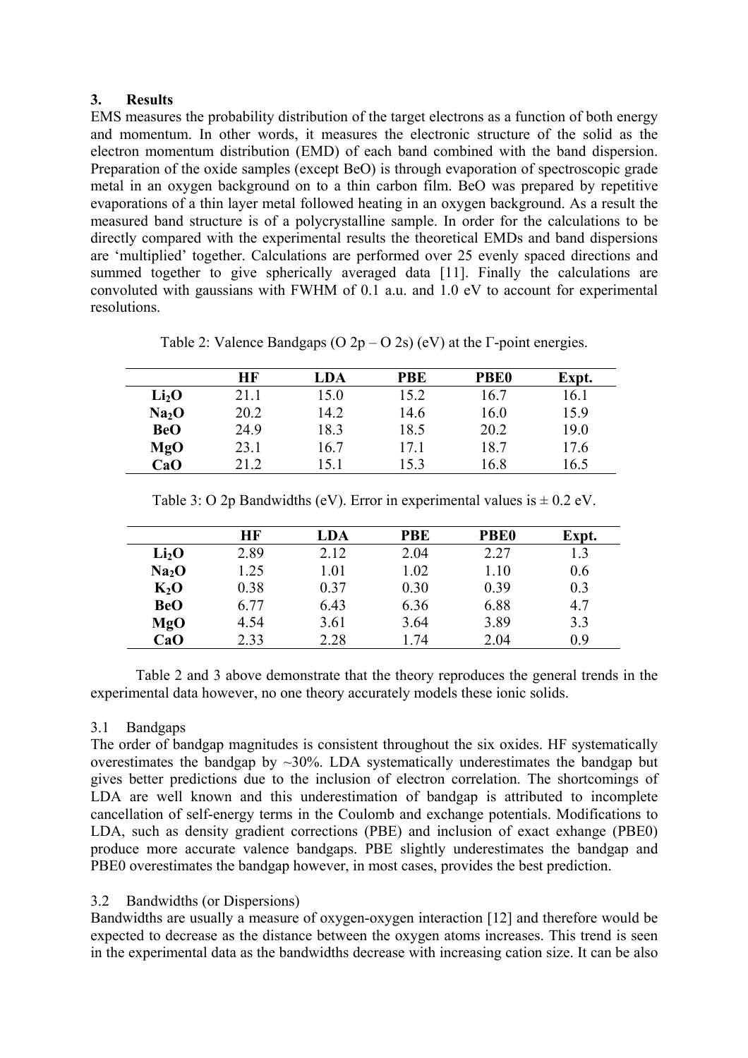## 3. Results

EMS measures the probability distribution of the target electrons as a function of both energy and momentum. In other words, it measures the electronic structure of the solid as the electron momentum distribution (EMD) of each band combined with the band dispersion. Preparation of the oxide samples (except BeO) is through evaporation of spectroscopic grade metal in an oxygen background on to a thin carbon film. BeO was prepared by repetitive evaporations of a thin layer metal followed heating in an oxygen background. As a result the measured band structure is of a polycrystalline sample. In order for the calculations to be directly compared with the experimental results the theoretical EMDs and band dispersions are 'multiplied' together. Calculations are performed over 25 evenly spaced directions and summed together to give spherically averaged data [11]. Finally the calculations are convoluted with gaussians with FWHM of 0.1 a.u. and 1.0 eV to account for experimental resolutions.

Table 2: Valence Bandgaps (O 2p – O 2s) (eV) at the Γ-point energies.

| | HF | LDA | PBE | PBE0 | Expt. |
|---|---|---|---|---|---|
| **$Li_2O$** | 21.1 | 15.0 | 15.2 | 16.7 | 16.1 |
| **$Na_2O$** | 20.2 | 14.2 | 14.6 | 16.0 | 15.9 |
| **BeO** | 24.9 | 18.3 | 18.5 | 20.2 | 19.0 |
| **MgO** | 23.1 | 16.7 | 17.1 | 18.7 | 17.6 |
| **CaO** | 21.2 | 15.1 | 15.3 | 16.8 | 16.5 |

Table 3: O 2p Bandwidths (eV). Error in experimental values is ± 0.2 eV.

| | HF | LDA | PBE | PBE0 | Expt. |
|---|---|---|---|---|---|
| **$Li_2O$** | 2.89 | 2.12 | 2.04 | 2.27 | 1.3 |
| **$Na_2O$** | 1.25 | 1.01 | 1.02 | 1.10 | 0.6 |
| **$K_2O$** | 0.38 | 0.37 | 0.30 | 0.39 | 0.3 |
| **BeO** | 6.77 | 6.43 | 6.36 | 6.88 | 4.7 |
| **MgO** | 4.54 | 3.61 | 3.64 | 3.89 | 3.3 |
| **CaO** | 2.33 | 2.28 | 1.74 | 2.04 | 0.9 |

Table 2 and 3 above demonstrate that the theory reproduces the general trends in the experimental data however, no one theory accurately models these ionic solids.

### 3.1 Bandgaps

The order of bandgap magnitudes is consistent throughout the six oxides. HF systematically overestimates the bandgap by ~30%. LDA systematically underestimates the bandgap but gives better predictions due to the inclusion of electron correlation. The shortcomings of LDA are well known and this underestimation of bandgap is attributed to incomplete cancellation of self-energy terms in the Coulomb and exchange potentials. Modifications to LDA, such as density gradient corrections (PBE) and inclusion of exact exhange (PBE0) produce more accurate valence bandgaps. PBE slightly underestimates the bandgap and PBE0 overestimates the bandgap however, in most cases, provides the best prediction.

### 3.2 Bandwidths (or Dispersions)

Bandwidths are usually a measure of oxygen-oxygen interaction [12] and therefore would be expected to decrease as the distance between the oxygen atoms increases. This trend is seen in the experimental data as the bandwidths decrease with increasing cation size. It can be also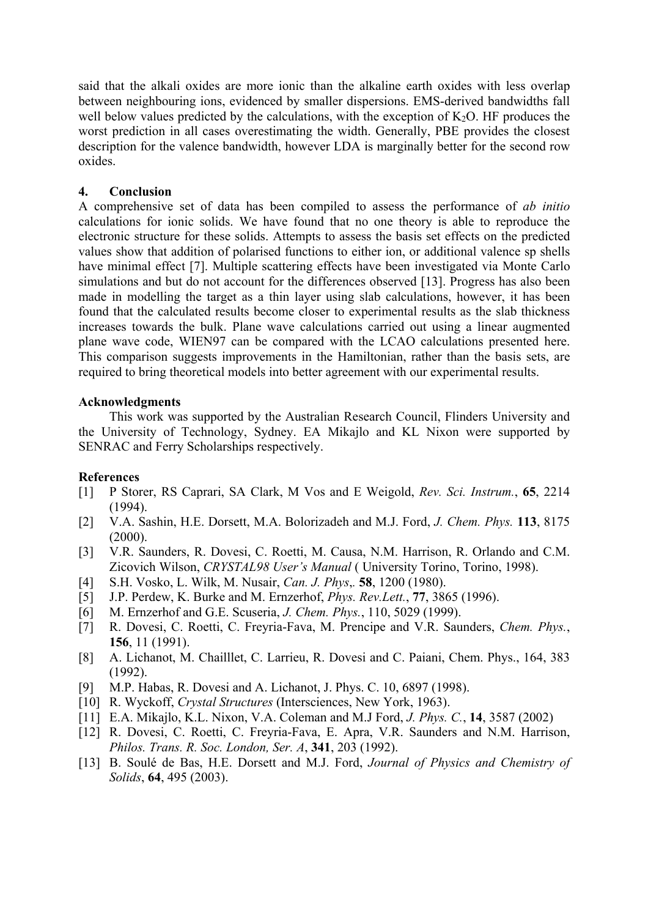said that the alkali oxides are more ionic than the alkaline earth oxides with less overlap between neighbouring ions, evidenced by smaller dispersions. EMS-derived bandwidths fall well below values predicted by the calculations, with the exception of $K_2O$. HF produces the worst prediction in all cases overestimating the width. Generally, PBE provides the closest description for the valence bandwidth, however LDA is marginally better for the second row oxides.

## 4. Conclusion

A comprehensive set of data has been compiled to assess the performance of *ab initio* calculations for ionic solids. We have found that no one theory is able to reproduce the electronic structure for these solids. Attempts to assess the basis set effects on the predicted values show that addition of polarised functions to either ion, or additional valence sp shells have minimal effect [7]. Multiple scattering effects have been investigated via Monte Carlo simulations and but do not account for the differences observed [13]. Progress has also been made in modelling the target as a thin layer using slab calculations, however, it has been found that the calculated results become closer to experimental results as the slab thickness increases towards the bulk. Plane wave calculations carried out using a linear augmented plane wave code, WIEN97 can be compared with the LCAO calculations presented here. This comparison suggests improvements in the Hamiltonian, rather than the basis sets, are required to bring theoretical models into better agreement with our experimental results.

### Acknowledgments

This work was supported by the Australian Research Council, Flinders University and the University of Technology, Sydney. EA Mikajlo and KL Nixon were supported by SENRAC and Ferry Scholarships respectively.

### References

[1] P Storer, RS Caprari, SA Clark, M Vos and E Weigold, *Rev. Sci. Instrum.*, **65**, 2214 (1994).

[2] V.A. Sashin, H.E. Dorsett, M.A. Bolorizadeh and M.J. Ford, *J. Chem. Phys.* **113**, 8175 (2000).

[3] V.R. Saunders, R. Dovesi, C. Roetti, M. Causa, N.M. Harrison, R. Orlando and C.M. Zicovich Wilson, *CRYSTAL98 User's Manual* ( University Torino, Torino, 1998).

[4] S.H. Vosko, L. Wilk, M. Nusair, *Can. J. Phys*,. **58**, 1200 (1980).

[5] J.P. Perdew, K. Burke and M. Ernzerhof, *Phys. Rev.Lett.*, **77**, 3865 (1996).

[6] M. Ernzerhof and G.E. Scuseria, *J. Chem. Phys.*, 110, 5029 (1999).

[7] R. Dovesi, C. Roetti, C. Freyria-Fava, M. Prencipe and V.R. Saunders, *Chem. Phys.*, **156**, 11 (1991).

[8] A. Lichanot, M. Chailllet, C. Larrieu, R. Dovesi and C. Paiani, Chem. Phys., 164, 383 (1992).

[9] M.P. Habas, R. Dovesi and A. Lichanot, J. Phys. C. 10, 6897 (1998).

[10] R. Wyckoff, *Crystal Structures* (Intersciences, New York, 1963).

[11] E.A. Mikajlo, K.L. Nixon, V.A. Coleman and M.J Ford, *J. Phys. C.*, **14**, 3587 (2002)

[12] R. Dovesi, C. Roetti, C. Freyria-Fava, E. Apra, V.R. Saunders and N.M. Harrison, *Philos. Trans. R. Soc. London, Ser. A*, **341**, 203 (1992).

[13] B. Soulé de Bas, H.E. Dorsett and M.J. Ford, *Journal of Physics and Chemistry of Solids*, **64**, 495 (2003).